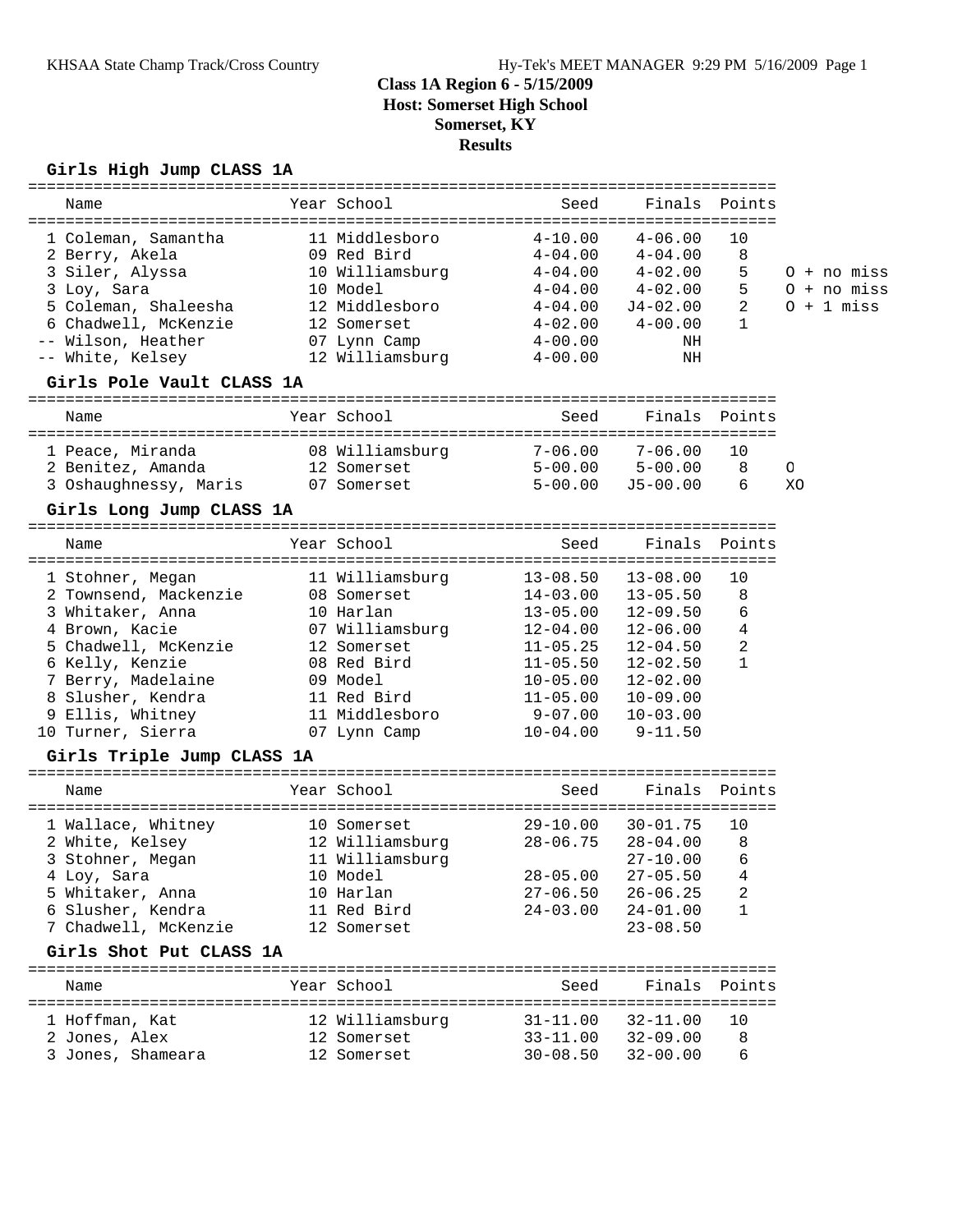# Class 1A Region 6 - 5/15/2009
## Host: Somerset High School
## Somerset, KY
## Results

### Girls High Jump CLASS 1A

| | Name | Year | School | Seed | Finals | Points | |
|---|---|---|---|---|---|---|---|
| 1 | Coleman, Samantha | 11 | Middlesboro | 4-10.00 | 4-06.00 | 10 | |
| 2 | Berry, Akela | 09 | Red Bird | 4-04.00 | 4-04.00 | 8 | |
| 3 | Siler, Alyssa | 10 | Williamsburg | 4-04.00 | 4-02.00 | 5 | O + no miss |
| 3 | Loy, Sara | 10 | Model | 4-04.00 | 4-02.00 | 5 | O + no miss |
| 5 | Coleman, Shaleesha | 12 | Middlesboro | 4-04.00 | J4-02.00 | 2 | O + 1 miss |
| 6 | Chadwell, McKenzie | 12 | Somerset | 4-02.00 | 4-00.00 | 1 | |
| -- | Wilson, Heather | 07 | Lynn Camp | 4-00.00 | NH | | |
| -- | White, Kelsey | 12 | Williamsburg | 4-00.00 | NH | | |

### Girls Pole Vault CLASS 1A

| | Name | Year | School | Seed | Finals | Points | |
|---|---|---|---|---|---|---|---|
| 1 | Peace, Miranda | 08 | Williamsburg | 7-06.00 | 7-06.00 | 10 | |
| 2 | Benitez, Amanda | 12 | Somerset | 5-00.00 | 5-00.00 | 8 | O |
| 3 | Oshaughnessy, Maris | 07 | Somerset | 5-00.00 | J5-00.00 | 6 | XO |

### Girls Long Jump CLASS 1A

| | Name | Year | School | Seed | Finals | Points |
|---|---|---|---|---|---|---|
| 1 | Stohner, Megan | 11 | Williamsburg | 13-08.50 | 13-08.00 | 10 |
| 2 | Townsend, Mackenzie | 08 | Somerset | 14-03.00 | 13-05.50 | 8 |
| 3 | Whitaker, Anna | 10 | Harlan | 13-05.00 | 12-09.50 | 6 |
| 4 | Brown, Kacie | 07 | Williamsburg | 12-04.00 | 12-06.00 | 4 |
| 5 | Chadwell, McKenzie | 12 | Somerset | 11-05.25 | 12-04.50 | 2 |
| 6 | Kelly, Kenzie | 08 | Red Bird | 11-05.50 | 12-02.50 | 1 |
| 7 | Berry, Madelaine | 09 | Model | 10-05.00 | 12-02.00 | |
| 8 | Slusher, Kendra | 11 | Red Bird | 11-05.00 | 10-09.00 | |
| 9 | Ellis, Whitney | 11 | Middlesboro | 9-07.00 | 10-03.00 | |
| 10 | Turner, Sierra | 07 | Lynn Camp | 10-04.00 | 9-11.50 | |

### Girls Triple Jump CLASS 1A

| | Name | Year | School | Seed | Finals | Points |
|---|---|---|---|---|---|---|
| 1 | Wallace, Whitney | 10 | Somerset | 29-10.00 | 30-01.75 | 10 |
| 2 | White, Kelsey | 12 | Williamsburg | 28-06.75 | 28-04.00 | 8 |
| 3 | Stohner, Megan | 11 | Williamsburg | | 27-10.00 | 6 |
| 4 | Loy, Sara | 10 | Model | 28-05.00 | 27-05.50 | 4 |
| 5 | Whitaker, Anna | 10 | Harlan | 27-06.50 | 26-06.25 | 2 |
| 6 | Slusher, Kendra | 11 | Red Bird | 24-03.00 | 24-01.00 | 1 |
| 7 | Chadwell, McKenzie | 12 | Somerset | | 23-08.50 | |

### Girls Shot Put CLASS 1A

| | Name | Year | School | Seed | Finals | Points |
|---|---|---|---|---|---|---|
| 1 | Hoffman, Kat | 12 | Williamsburg | 31-11.00 | 32-11.00 | 10 |
| 2 | Jones, Alex | 12 | Somerset | 33-11.00 | 32-09.00 | 8 |
| 3 | Jones, Shameara | 12 | Somerset | 30-08.50 | 32-00.00 | 6 |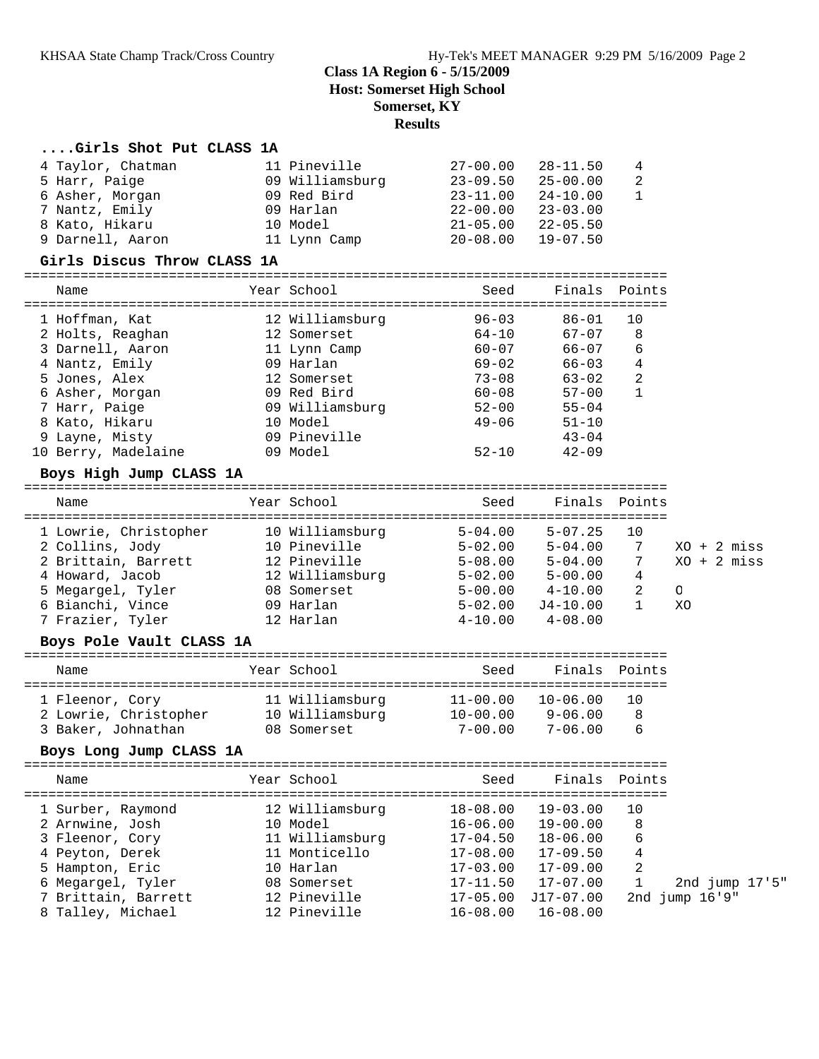**Class 1A Region 6 - 5/15/2009**
**Host: Somerset High School**
**Somerset, KY**
**Results**

### ....Girls Shot Put CLASS 1A

| Name | Year | School | Seed | Finals | Points |
|---|---|---|---|---|---|
| 4 Taylor, Chatman | 11 | Pineville | 27-00.00 | 28-11.50 | 4 |
| 5 Harr, Paige | 09 | Williamsburg | 23-09.50 | 25-00.00 | 2 |
| 6 Asher, Morgan | 09 | Red Bird | 23-11.00 | 24-10.00 | 1 |
| 7 Nantz, Emily | 09 | Harlan | 22-00.00 | 23-03.00 | |
| 8 Kato, Hikaru | 10 | Model | 21-05.00 | 22-05.50 | |
| 9 Darnell, Aaron | 11 | Lynn Camp | 20-08.00 | 19-07.50 | |

### Girls Discus Throw CLASS 1A

| Name | Year | School | Seed | Finals | Points |
|---|---|---|---|---|---|
| 1 Hoffman, Kat | 12 | Williamsburg | 96-03 | 86-01 | 10 |
| 2 Holts, Reaghan | 12 | Somerset | 64-10 | 67-07 | 8 |
| 3 Darnell, Aaron | 11 | Lynn Camp | 60-07 | 66-07 | 6 |
| 4 Nantz, Emily | 09 | Harlan | 69-02 | 66-03 | 4 |
| 5 Jones, Alex | 12 | Somerset | 73-08 | 63-02 | 2 |
| 6 Asher, Morgan | 09 | Red Bird | 60-08 | 57-00 | 1 |
| 7 Harr, Paige | 09 | Williamsburg | 52-00 | 55-04 | |
| 8 Kato, Hikaru | 10 | Model | 49-06 | 51-10 | |
| 9 Layne, Misty | 09 | Pineville | | 43-04 | |
| 10 Berry, Madelaine | 09 | Model | 52-10 | 42-09 | |

### Boys High Jump CLASS 1A

| Name | Year | School | Seed | Finals | Points | |
|---|---|---|---|---|---|---|
| 1 Lowrie, Christopher | 10 | Williamsburg | 5-04.00 | 5-07.25 | 10 | |
| 2 Collins, Jody | 10 | Pineville | 5-02.00 | 5-04.00 | 7 | XO + 2 miss |
| 2 Brittain, Barrett | 12 | Pineville | 5-08.00 | 5-04.00 | 7 | XO + 2 miss |
| 4 Howard, Jacob | 12 | Williamsburg | 5-02.00 | 5-00.00 | 4 | |
| 5 Megargel, Tyler | 08 | Somerset | 5-00.00 | 4-10.00 | 2 | O |
| 6 Bianchi, Vince | 09 | Harlan | 5-02.00 | J4-10.00 | 1 | XO |
| 7 Frazier, Tyler | 12 | Harlan | 4-10.00 | 4-08.00 | | |

### Boys Pole Vault CLASS 1A

| Name | Year | School | Seed | Finals | Points |
|---|---|---|---|---|---|
| 1 Fleenor, Cory | 11 | Williamsburg | 11-00.00 | 10-06.00 | 10 |
| 2 Lowrie, Christopher | 10 | Williamsburg | 10-00.00 | 9-06.00 | 8 |
| 3 Baker, Johnathan | 08 | Somerset | 7-00.00 | 7-06.00 | 6 |

### Boys Long Jump CLASS 1A

| Name | Year | School | Seed | Finals | Points | |
|---|---|---|---|---|---|---|
| 1 Surber, Raymond | 12 | Williamsburg | 18-08.00 | 19-03.00 | 10 | |
| 2 Arnwine, Josh | 10 | Model | 16-06.00 | 19-00.00 | 8 | |
| 3 Fleenor, Cory | 11 | Williamsburg | 17-04.50 | 18-06.00 | 6 | |
| 4 Peyton, Derek | 11 | Monticello | 17-08.00 | 17-09.50 | 4 | |
| 5 Hampton, Eric | 10 | Harlan | 17-03.00 | 17-09.00 | 2 | |
| 6 Megargel, Tyler | 08 | Somerset | 17-11.50 | 17-07.00 | 1 | 2nd jump 17'5" |
| 7 Brittain, Barrett | 12 | Pineville | 17-05.00 | J17-07.00 | | 2nd jump 16'9" |
| 8 Talley, Michael | 12 | Pineville | 16-08.00 | 16-08.00 | | |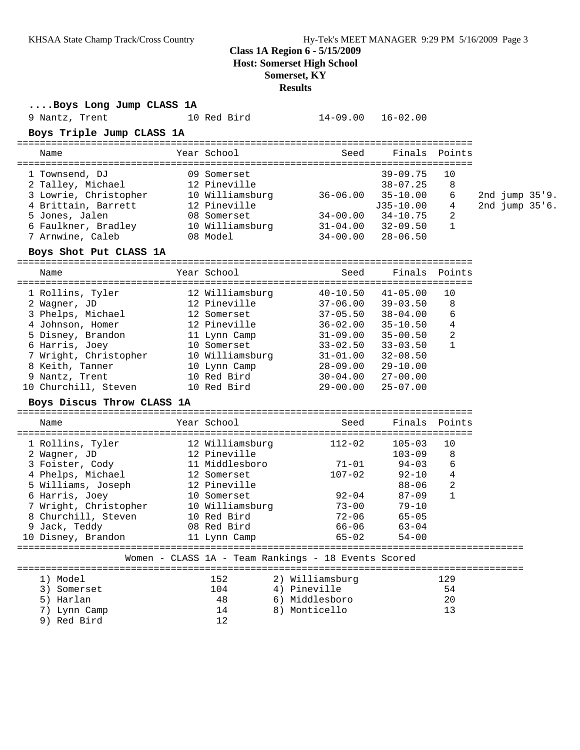# Class 1A Region 6 - 5/15/2009
## Host: Somerset High School
## Somerset, KY
## Results

### ....Boys Long Jump CLASS 1A

| Name | Year | School | Seed | Finals | Points |
|---|---|---|---|---|---|
| 9 Nantz, Trent | 10 | Red Bird | 14-09.00 | 16-02.00 | |

### Boys Triple Jump CLASS 1A

| Name | Year | School | Seed | Finals | Points | |
|---|---|---|---|---|---|---|
| 1 Townsend, DJ | 09 | Somerset | | 39-09.75 | 10 | |
| 2 Talley, Michael | 12 | Pineville | | 38-07.25 | 8 | |
| 3 Lowrie, Christopher | 10 | Williamsburg | 36-06.00 | 35-10.00 | 6 | 2nd jump 35'9. |
| 4 Brittain, Barrett | 12 | Pineville | | J35-10.00 | 4 | 2nd jump 35'6. |
| 5 Jones, Jalen | 08 | Somerset | 34-00.00 | 34-10.75 | 2 | |
| 6 Faulkner, Bradley | 10 | Williamsburg | 31-04.00 | 32-09.50 | 1 | |
| 7 Arnwine, Caleb | 08 | Model | 34-00.00 | 28-06.50 | | |

### Boys Shot Put CLASS 1A

| Name | Year | School | Seed | Finals | Points |
|---|---|---|---|---|---|
| 1 Rollins, Tyler | 12 | Williamsburg | 40-10.50 | 41-05.00 | 10 |
| 2 Wagner, JD | 12 | Pineville | 37-06.00 | 39-03.50 | 8 |
| 3 Phelps, Michael | 12 | Somerset | 37-05.50 | 38-04.00 | 6 |
| 4 Johnson, Homer | 12 | Pineville | 36-02.00 | 35-10.50 | 4 |
| 5 Disney, Brandon | 11 | Lynn Camp | 31-09.00 | 35-00.50 | 2 |
| 6 Harris, Joey | 10 | Somerset | 33-02.50 | 33-03.50 | 1 |
| 7 Wright, Christopher | 10 | Williamsburg | 31-01.00 | 32-08.50 | |
| 8 Keith, Tanner | 10 | Lynn Camp | 28-09.00 | 29-10.00 | |
| 9 Nantz, Trent | 10 | Red Bird | 30-04.00 | 27-00.00 | |
| 10 Churchill, Steven | 10 | Red Bird | 29-00.00 | 25-07.00 | |

### Boys Discus Throw CLASS 1A

| Name | Year | School | Seed | Finals | Points |
|---|---|---|---|---|---|
| 1 Rollins, Tyler | 12 | Williamsburg | 112-02 | 105-03 | 10 |
| 2 Wagner, JD | 12 | Pineville | | 103-09 | 8 |
| 3 Foister, Cody | 11 | Middlesboro | 71-01 | 94-03 | 6 |
| 4 Phelps, Michael | 12 | Somerset | 107-02 | 92-10 | 4 |
| 5 Williams, Joseph | 12 | Pineville | | 88-06 | 2 |
| 6 Harris, Joey | 10 | Somerset | 92-04 | 87-09 | 1 |
| 7 Wright, Christopher | 10 | Williamsburg | 73-00 | 79-10 | |
| 8 Churchill, Steven | 10 | Red Bird | 72-06 | 65-05 | |
| 9 Jack, Teddy | 08 | Red Bird | 66-06 | 63-04 | |
| 10 Disney, Brandon | 11 | Lynn Camp | 65-02 | 54-00 | |

### Women - CLASS 1A - Team Rankings - 18 Events Scored

| Rank | Team | Points | Rank | Team | Points |
|---|---|---|---|---|---|
| 1) | Model | 152 | 2) | Williamsburg | 129 |
| 3) | Somerset | 104 | 4) | Pineville | 54 |
| 5) | Harlan | 48 | 6) | Middlesboro | 20 |
| 7) | Lynn Camp | 14 | 8) | Monticello | 13 |
| 9) | Red Bird | 12 | | | |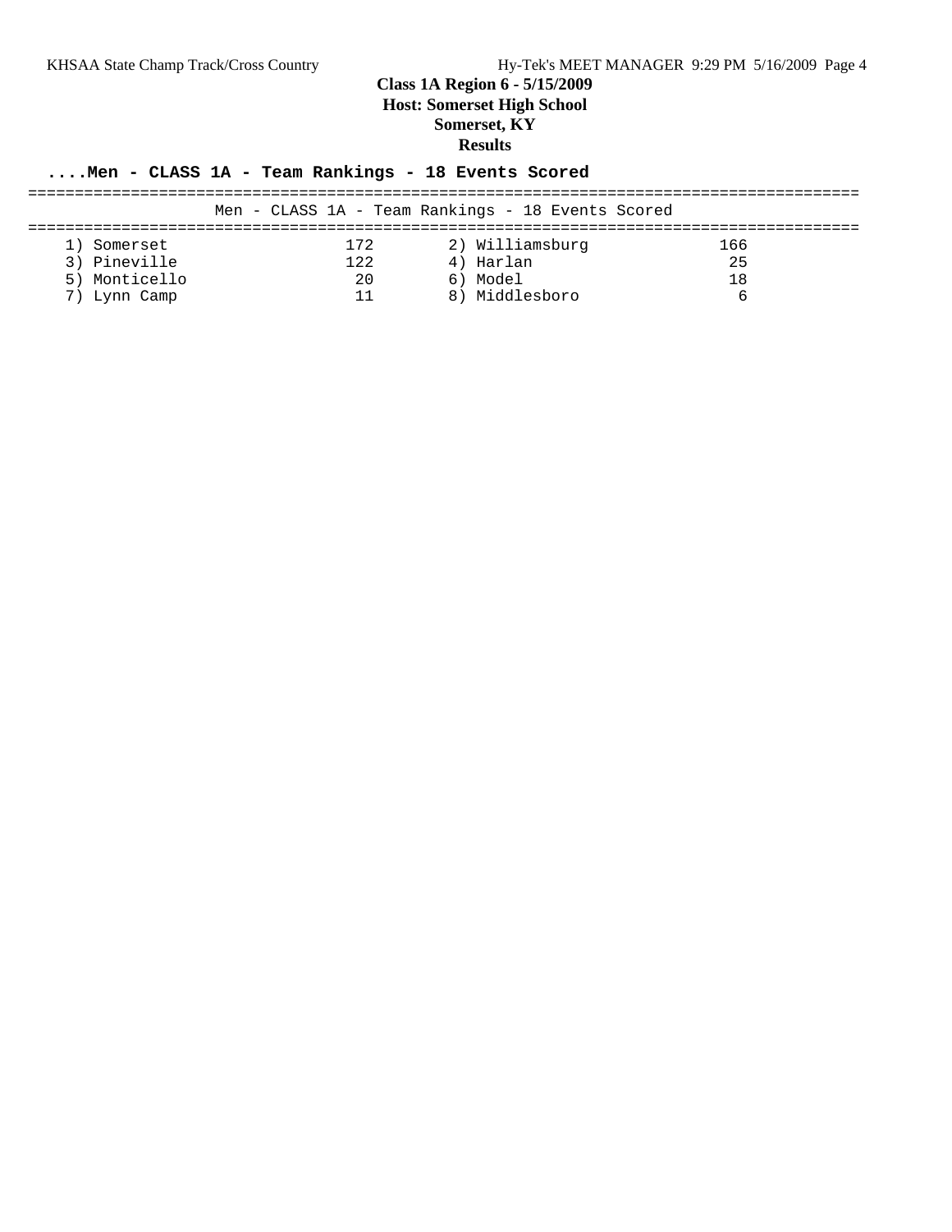**Class 1A Region 6 - 5/15/2009**

**Host: Somerset High School**

**Somerset, KY**

**Results**

### ....Men - CLASS 1A - Team Rankings - 18 Events Scored

Men - CLASS 1A - Team Rankings - 18 Events Scored

| | | | |
|---|---|---|---|
| 1) Somerset | 172 | 2) Williamsburg | 166 |
| 3) Pineville | 122 | 4) Harlan | 25 |
| 5) Monticello | 20 | 6) Model | 18 |
| 7) Lynn Camp | 11 | 8) Middlesboro | 6 |